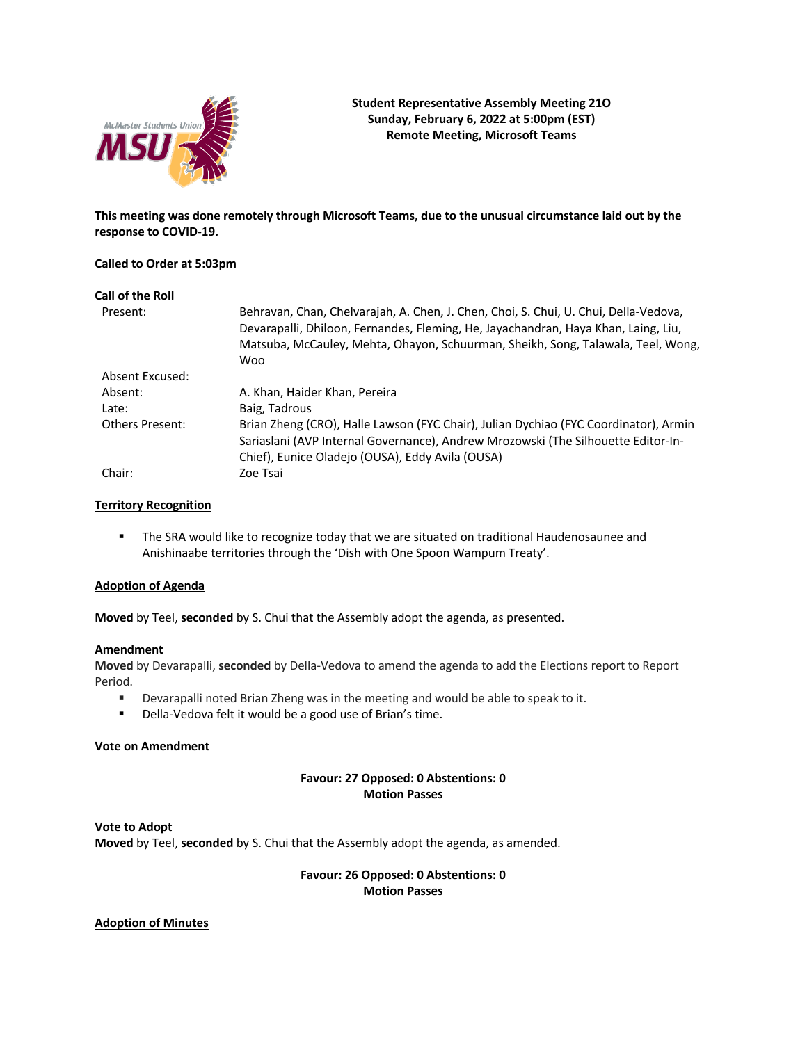**Student Representative Assembly Meeting 21O**
**Sunday, February 6, 2022 at 5:00pm (EST)**
**Remote Meeting, Microsoft Teams**

**This meeting was done remotely through Microsoft Teams, due to the unusual circumstance laid out by the response to COVID-19.**

**Called to Order at 5:03pm**

## Call of the Roll

| | |
|---|---|
| Present: | Behravan, Chan, Chelvarajah, A. Chen, J. Chen, Choi, S. Chui, U. Chui, Della-Vedova, Devarapalli, Dhiloon, Fernandes, Fleming, He, Jayachandran, Haya Khan, Laing, Liu, Matsuba, McCauley, Mehta, Ohayon, Schuurman, Sheikh, Song, Talawala, Teel, Wong, Woo |
| Absent Excused: | |
| Absent: | A. Khan, Haider Khan, Pereira |
| Late: | Baig, Tadrous |
| Others Present: | Brian Zheng (CRO), Halle Lawson (FYC Chair), Julian Dychiao (FYC Coordinator), Armin Sariaslani (AVP Internal Governance), Andrew Mrozowski (The Silhouette Editor-In-Chief), Eunice Oladejo (OUSA), Eddy Avila (OUSA) |
| Chair: | Zoe Tsai |

## Territory Recognition

- The SRA would like to recognize today that we are situated on traditional Haudenosaunee and Anishinaabe territories through the 'Dish with One Spoon Wampum Treaty'.

## Adoption of Agenda

**Moved** by Teel, **seconded** by S. Chui that the Assembly adopt the agenda, as presented.

**Amendment**
**Moved** by Devarapalli, **seconded** by Della-Vedova to amend the agenda to add the Elections report to Report Period.

- Devarapalli noted Brian Zheng was in the meeting and would be able to speak to it.
- Della-Vedova felt it would be a good use of Brian's time.

**Vote on Amendment**

**Favour: 27 Opposed: 0 Abstentions: 0**
**Motion Passes**

**Vote to Adopt**
**Moved** by Teel, **seconded** by S. Chui that the Assembly adopt the agenda, as amended.

**Favour: 26 Opposed: 0 Abstentions: 0**
**Motion Passes**

## Adoption of Minutes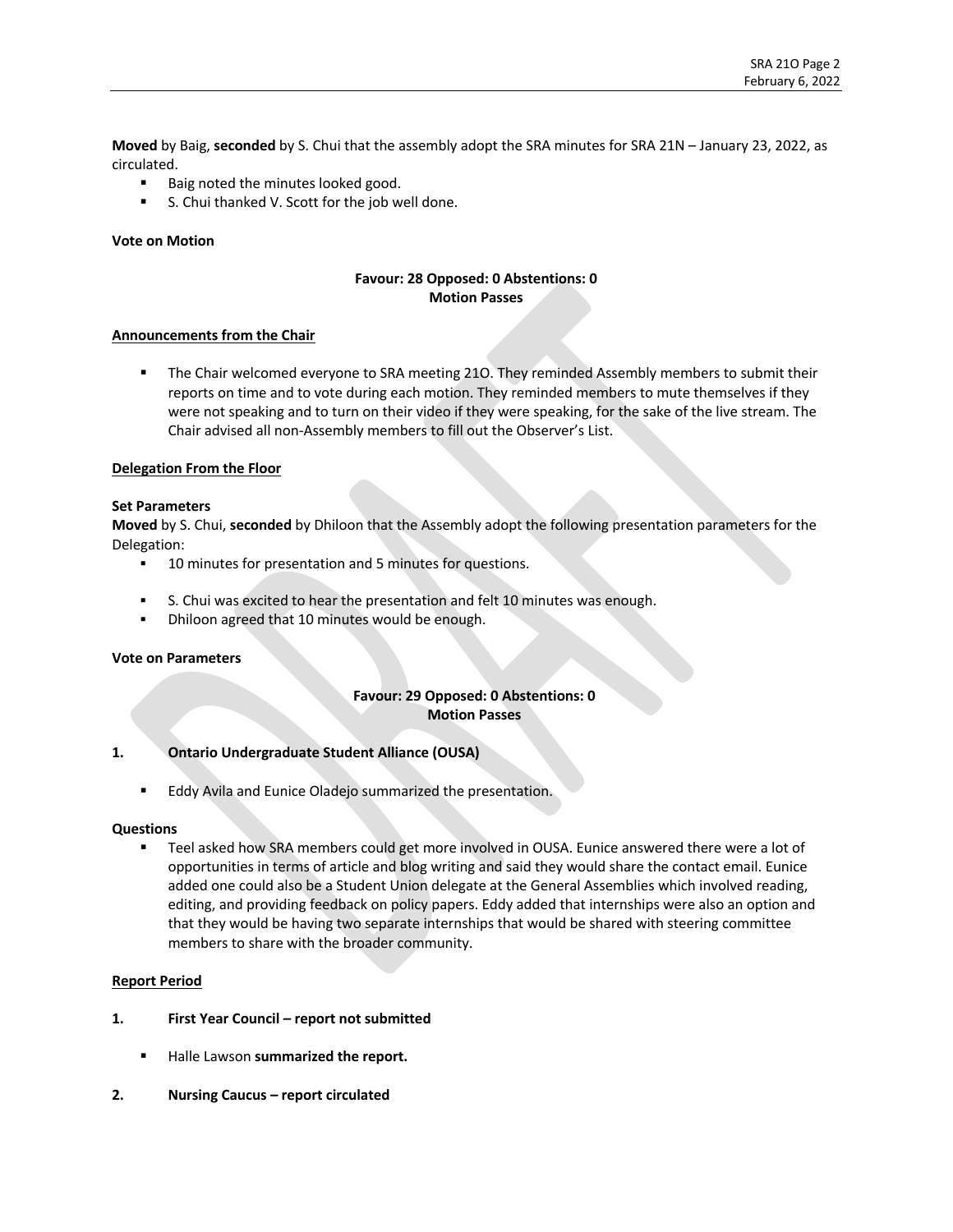**Moved** by Baig, **seconded** by S. Chui that the assembly adopt the SRA minutes for SRA 21N – January 23, 2022, as circulated.

- Baig noted the minutes looked good.
- S. Chui thanked V. Scott for the job well done.

**Vote on Motion**

**Favour: 28 Opposed: 0 Abstentions: 0**
**Motion Passes**

**Announcements from the Chair**

- The Chair welcomed everyone to SRA meeting 21O. They reminded Assembly members to submit their reports on time and to vote during each motion. They reminded members to mute themselves if they were not speaking and to turn on their video if they were speaking, for the sake of the live stream. The Chair advised all non-Assembly members to fill out the Observer's List.

**Delegation From the Floor**

**Set Parameters**
**Moved** by S. Chui, **seconded** by Dhiloon that the Assembly adopt the following presentation parameters for the Delegation:

- 10 minutes for presentation and 5 minutes for questions.

- S. Chui was excited to hear the presentation and felt 10 minutes was enough.
- Dhiloon agreed that 10 minutes would be enough.

**Vote on Parameters**

**Favour: 29 Opposed: 0 Abstentions: 0**
**Motion Passes**

**1. Ontario Undergraduate Student Alliance (OUSA)**

- Eddy Avila and Eunice Oladejo summarized the presentation.

**Questions**

- Teel asked how SRA members could get more involved in OUSA. Eunice answered there were a lot of opportunities in terms of article and blog writing and said they would share the contact email. Eunice added one could also be a Student Union delegate at the General Assemblies which involved reading, editing, and providing feedback on policy papers. Eddy added that internships were also an option and that they would be having two separate internships that would be shared with steering committee members to share with the broader community.

**Report Period**

**1. First Year Council – report not submitted**

- Halle Lawson **summarized the report.**

**2. Nursing Caucus – report circulated**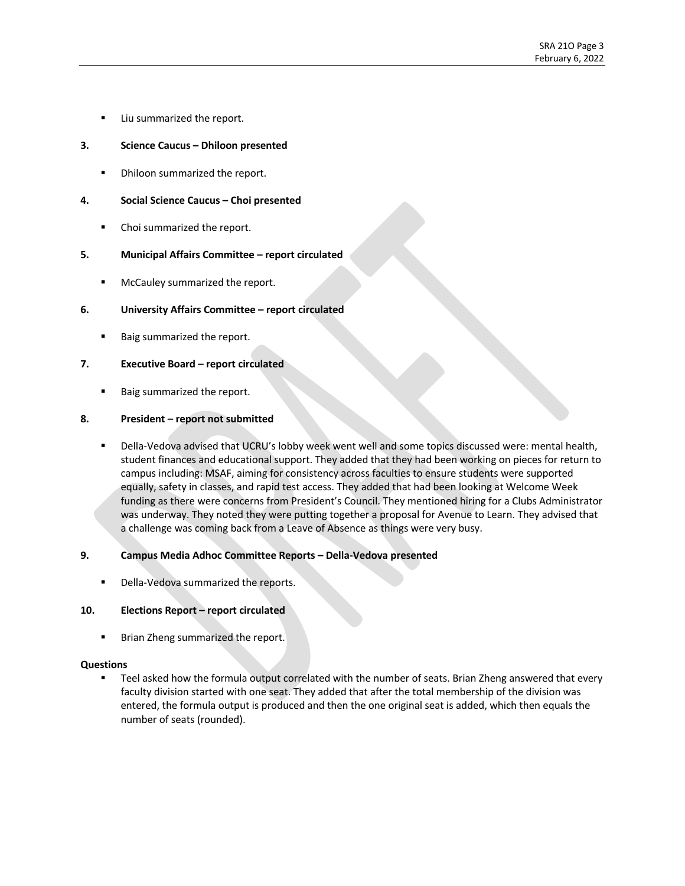- Liu summarized the report.

**3. Science Caucus – Dhiloon presented**

- Dhiloon summarized the report.

**4. Social Science Caucus – Choi presented**

- Choi summarized the report.

**5. Municipal Affairs Committee – report circulated**

- McCauley summarized the report.

**6. University Affairs Committee – report circulated**

- Baig summarized the report.

**7. Executive Board – report circulated**

- Baig summarized the report.

**8. President – report not submitted**

- Della-Vedova advised that UCRU's lobby week went well and some topics discussed were: mental health, student finances and educational support. They added that they had been working on pieces for return to campus including: MSAF, aiming for consistency across faculties to ensure students were supported equally, safety in classes, and rapid test access. They added that had been looking at Welcome Week funding as there were concerns from President's Council. They mentioned hiring for a Clubs Administrator was underway. They noted they were putting together a proposal for Avenue to Learn. They advised that a challenge was coming back from a Leave of Absence as things were very busy.

**9. Campus Media Adhoc Committee Reports – Della-Vedova presented**

- Della-Vedova summarized the reports.

**10. Elections Report – report circulated**

- Brian Zheng summarized the report.

**Questions**

- Teel asked how the formula output correlated with the number of seats. Brian Zheng answered that every faculty division started with one seat. They added that after the total membership of the division was entered, the formula output is produced and then the one original seat is added, which then equals the number of seats (rounded).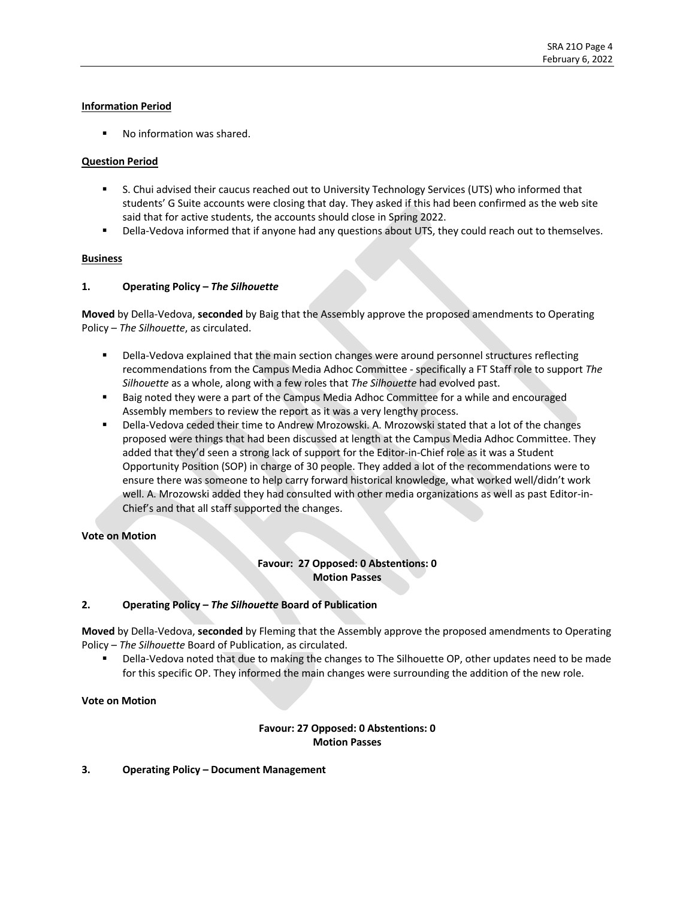**Information Period**

- No information was shared.

**Question Period**

- S. Chui advised their caucus reached out to University Technology Services (UTS) who informed that students' G Suite accounts were closing that day. They asked if this had been confirmed as the web site said that for active students, the accounts should close in Spring 2022.
- Della-Vedova informed that if anyone had any questions about UTS, they could reach out to themselves.

**Business**

**1. Operating Policy – *The Silhouette***

**Moved** by Della-Vedova, **seconded** by Baig that the Assembly approve the proposed amendments to Operating Policy – *The Silhouette*, as circulated.

- Della-Vedova explained that the main section changes were around personnel structures reflecting recommendations from the Campus Media Adhoc Committee - specifically a FT Staff role to support *The Silhouette* as a whole, along with a few roles that *The Silhouette* had evolved past.
- Baig noted they were a part of the Campus Media Adhoc Committee for a while and encouraged Assembly members to review the report as it was a very lengthy process.
- Della-Vedova ceded their time to Andrew Mrozowski. A. Mrozowski stated that a lot of the changes proposed were things that had been discussed at length at the Campus Media Adhoc Committee. They added that they'd seen a strong lack of support for the Editor-in-Chief role as it was a Student Opportunity Position (SOP) in charge of 30 people. They added a lot of the recommendations were to ensure there was someone to help carry forward historical knowledge, what worked well/didn't work well. A. Mrozowski added they had consulted with other media organizations as well as past Editor-in-Chief's and that all staff supported the changes.

**Vote on Motion**

**Favour: 27 Opposed: 0 Abstentions: 0**
**Motion Passes**

**2. Operating Policy – *The Silhouette* Board of Publication**

**Moved** by Della-Vedova, **seconded** by Fleming that the Assembly approve the proposed amendments to Operating Policy – *The Silhouette* Board of Publication, as circulated.

- Della-Vedova noted that due to making the changes to The Silhouette OP, other updates need to be made for this specific OP. They informed the main changes were surrounding the addition of the new role.

**Vote on Motion**

**Favour: 27 Opposed: 0 Abstentions: 0**
**Motion Passes**

**3. Operating Policy – Document Management**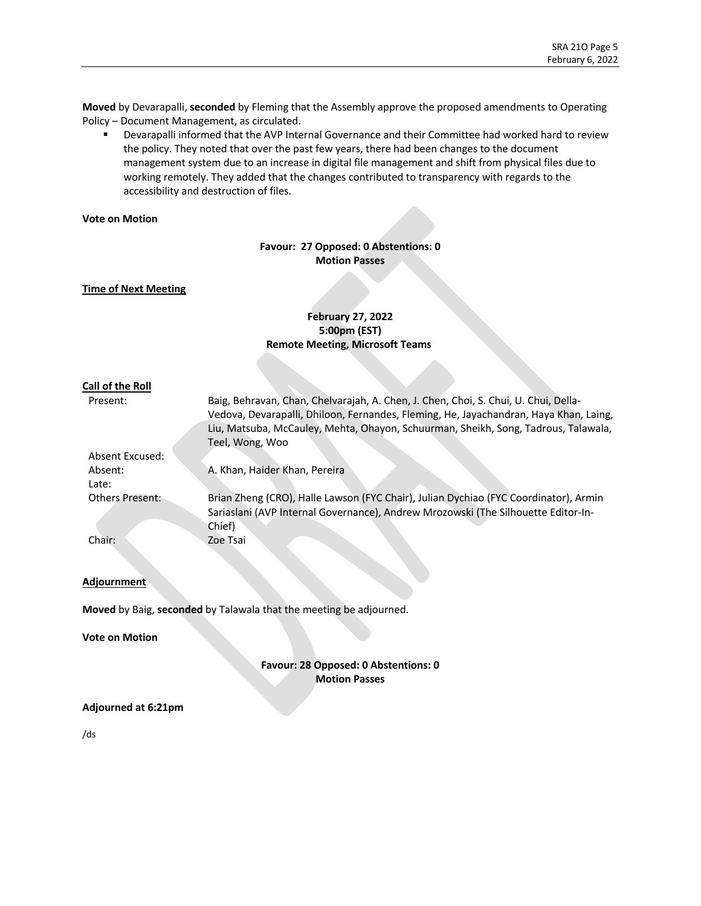**Moved** by Devarapalli, **seconded** by Fleming that the Assembly approve the proposed amendments to Operating Policy – Document Management, as circulated.

- Devarapalli informed that the AVP Internal Governance and their Committee had worked hard to review the policy. They noted that over the past few years, there had been changes to the document management system due to an increase in digital file management and shift from physical files due to working remotely. They added that the changes contributed to transparency with regards to the accessibility and destruction of files.

**Vote on Motion**

**Favour: 27 Opposed: 0 Abstentions: 0**
**Motion Passes**

**Time of Next Meeting**

**February 27, 2022**
**5:00pm (EST)**
**Remote Meeting, Microsoft Teams**

**Call of the Roll**

| | |
|---|---|
| Present: | Baig, Behravan, Chan, Chelvarajah, A. Chen, J. Chen, Choi, S. Chui, U. Chui, Della-Vedova, Devarapalli, Dhiloon, Fernandes, Fleming, He, Jayachandran, Haya Khan, Laing, Liu, Matsuba, McCauley, Mehta, Ohayon, Schuurman, Sheikh, Song, Tadrous, Talawala, Teel, Wong, Woo |
| Absent Excused: | |
| Absent: | A. Khan, Haider Khan, Pereira |
| Late: | |
| Others Present: | Brian Zheng (CRO), Halle Lawson (FYC Chair), Julian Dychiao (FYC Coordinator), Armin Sariaslani (AVP Internal Governance), Andrew Mrozowski (The Silhouette Editor-In-Chief) |
| Chair: | Zoe Tsai |

**Adjournment**

**Moved** by Baig, **seconded** by Talawala that the meeting be adjourned.

**Vote on Motion**

**Favour: 28 Opposed: 0 Abstentions: 0**
**Motion Passes**

**Adjourned at 6:21pm**

/ds